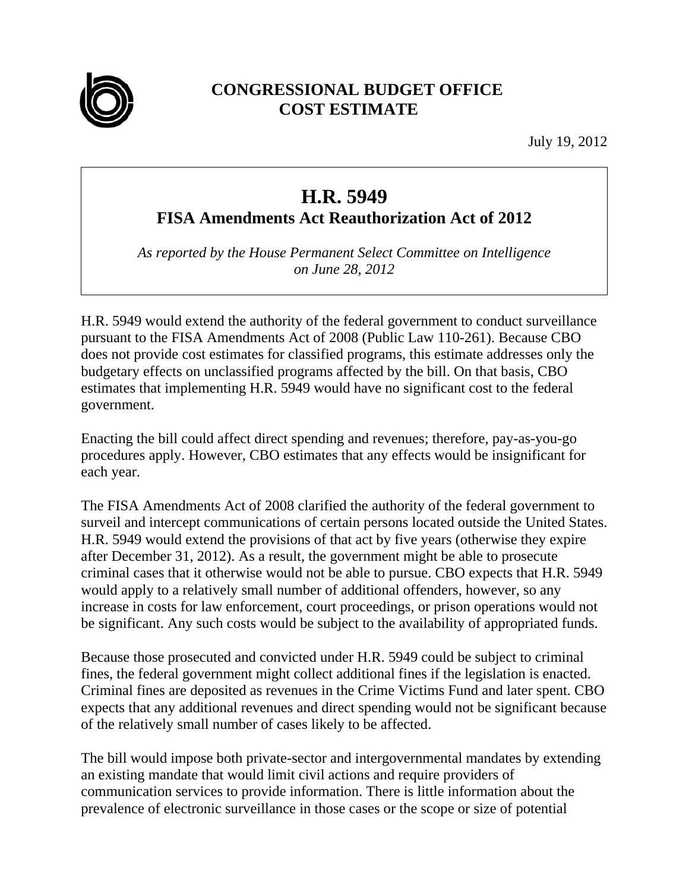**CONGRESSIONAL BUDGET OFFICE**
**COST ESTIMATE**

July 19, 2012

# H.R. 5949
## FISA Amendments Act Reauthorization Act of 2012

*As reported by the House Permanent Select Committee on Intelligence on June 28, 2012*

H.R. 5949 would extend the authority of the federal government to conduct surveillance pursuant to the FISA Amendments Act of 2008 (Public Law 110-261). Because CBO does not provide cost estimates for classified programs, this estimate addresses only the budgetary effects on unclassified programs affected by the bill. On that basis, CBO estimates that implementing H.R. 5949 would have no significant cost to the federal government.

Enacting the bill could affect direct spending and revenues; therefore, pay-as-you-go procedures apply. However, CBO estimates that any effects would be insignificant for each year.

The FISA Amendments Act of 2008 clarified the authority of the federal government to surveil and intercept communications of certain persons located outside the United States. H.R. 5949 would extend the provisions of that act by five years (otherwise they expire after December 31, 2012). As a result, the government might be able to prosecute criminal cases that it otherwise would not be able to pursue. CBO expects that H.R. 5949 would apply to a relatively small number of additional offenders, however, so any increase in costs for law enforcement, court proceedings, or prison operations would not be significant. Any such costs would be subject to the availability of appropriated funds.

Because those prosecuted and convicted under H.R. 5949 could be subject to criminal fines, the federal government might collect additional fines if the legislation is enacted. Criminal fines are deposited as revenues in the Crime Victims Fund and later spent. CBO expects that any additional revenues and direct spending would not be significant because of the relatively small number of cases likely to be affected.

The bill would impose both private-sector and intergovernmental mandates by extending an existing mandate that would limit civil actions and require providers of communication services to provide information. There is little information about the prevalence of electronic surveillance in those cases or the scope or size of potential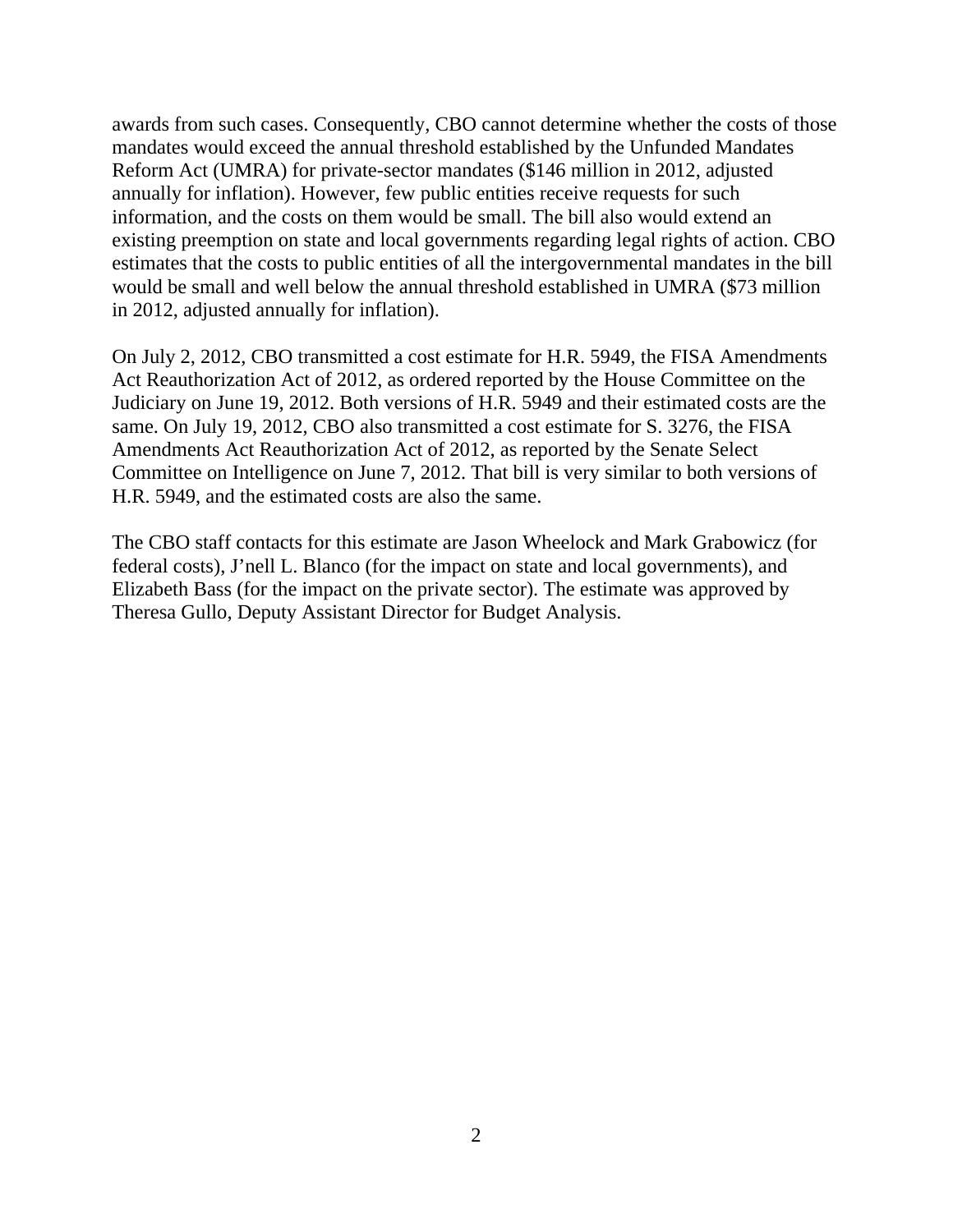awards from such cases. Consequently, CBO cannot determine whether the costs of those mandates would exceed the annual threshold established by the Unfunded Mandates Reform Act (UMRA) for private-sector mandates ($146 million in 2012, adjusted annually for inflation). However, few public entities receive requests for such information, and the costs on them would be small. The bill also would extend an existing preemption on state and local governments regarding legal rights of action. CBO estimates that the costs to public entities of all the intergovernmental mandates in the bill would be small and well below the annual threshold established in UMRA ($73 million in 2012, adjusted annually for inflation).

On July 2, 2012, CBO transmitted a cost estimate for H.R. 5949, the FISA Amendments Act Reauthorization Act of 2012, as ordered reported by the House Committee on the Judiciary on June 19, 2012. Both versions of H.R. 5949 and their estimated costs are the same. On July 19, 2012, CBO also transmitted a cost estimate for S. 3276, the FISA Amendments Act Reauthorization Act of 2012, as reported by the Senate Select Committee on Intelligence on June 7, 2012. That bill is very similar to both versions of H.R. 5949, and the estimated costs are also the same.

The CBO staff contacts for this estimate are Jason Wheelock and Mark Grabowicz (for federal costs), J'nell L. Blanco (for the impact on state and local governments), and Elizabeth Bass (for the impact on the private sector). The estimate was approved by Theresa Gullo, Deputy Assistant Director for Budget Analysis.